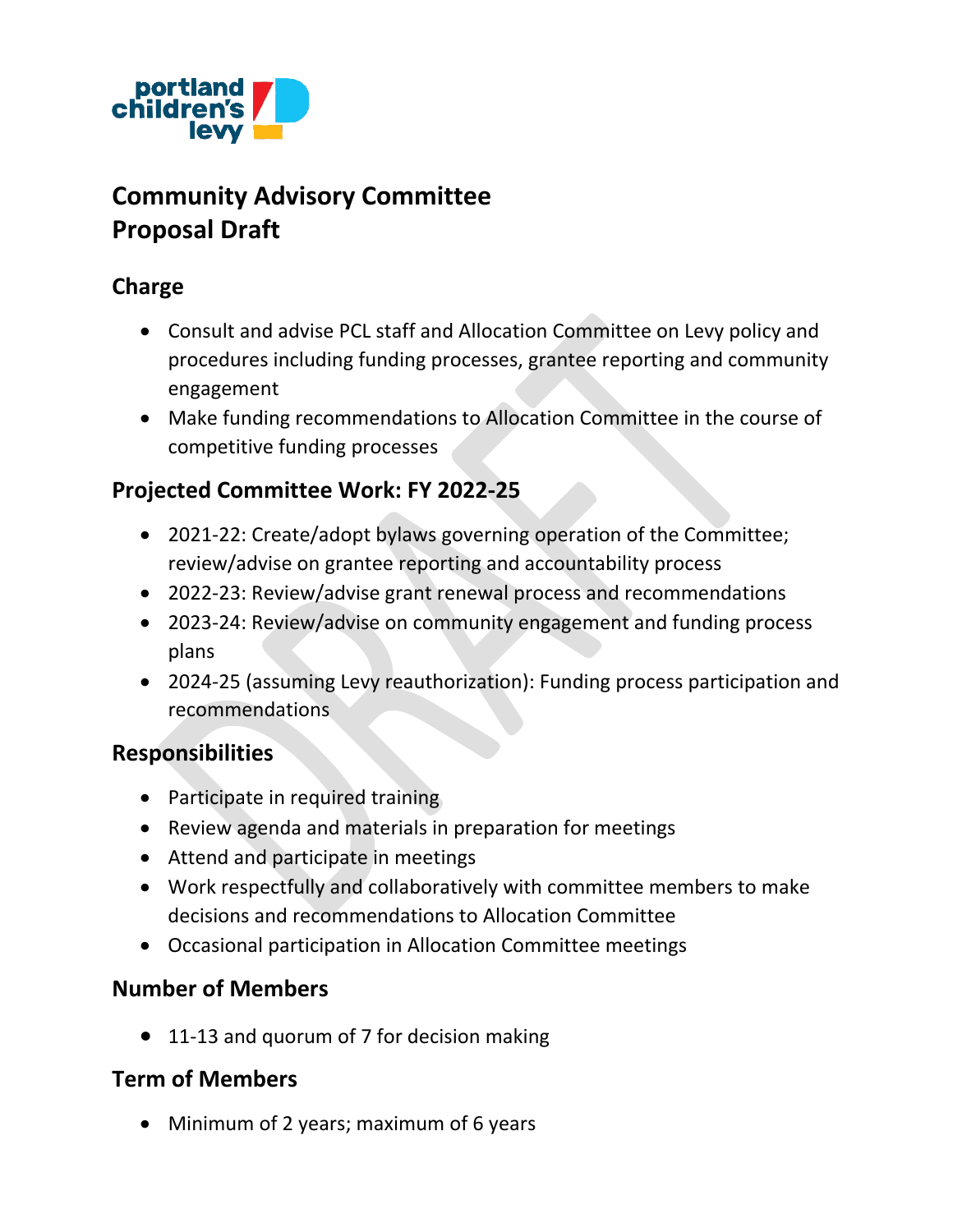# Community Advisory Committee
# Proposal Draft

## Charge

- Consult and advise PCL staff and Allocation Committee on Levy policy and procedures including funding processes, grantee reporting and community engagement
- Make funding recommendations to Allocation Committee in the course of competitive funding processes

## Projected Committee Work: FY 2022-25

- 2021-22: Create/adopt bylaws governing operation of the Committee; review/advise on grantee reporting and accountability process
- 2022-23: Review/advise grant renewal process and recommendations
- 2023-24: Review/advise on community engagement and funding process plans
- 2024-25 (assuming Levy reauthorization): Funding process participation and recommendations

## Responsibilities

- Participate in required training
- Review agenda and materials in preparation for meetings
- Attend and participate in meetings
- Work respectfully and collaboratively with committee members to make decisions and recommendations to Allocation Committee
- Occasional participation in Allocation Committee meetings

## Number of Members

- 11-13 and quorum of 7 for decision making

## Term of Members

- Minimum of 2 years; maximum of 6 years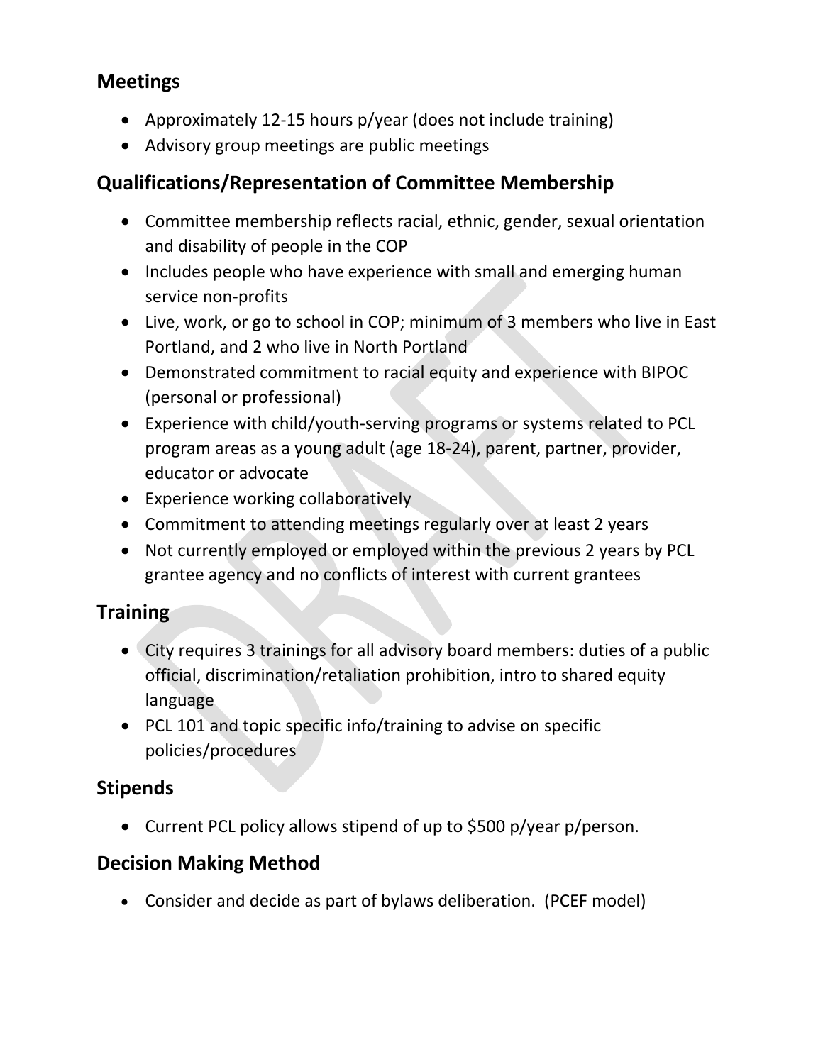## Meetings

- Approximately 12-15 hours p/year (does not include training)
- Advisory group meetings are public meetings

## Qualifications/Representation of Committee Membership

- Committee membership reflects racial, ethnic, gender, sexual orientation and disability of people in the COP
- Includes people who have experience with small and emerging human service non-profits
- Live, work, or go to school in COP; minimum of 3 members who live in East Portland, and 2 who live in North Portland
- Demonstrated commitment to racial equity and experience with BIPOC (personal or professional)
- Experience with child/youth-serving programs or systems related to PCL program areas as a young adult (age 18-24), parent, partner, provider, educator or advocate
- Experience working collaboratively
- Commitment to attending meetings regularly over at least 2 years
- Not currently employed or employed within the previous 2 years by PCL grantee agency and no conflicts of interest with current grantees

## Training

- City requires 3 trainings for all advisory board members: duties of a public official, discrimination/retaliation prohibition, intro to shared equity language
- PCL 101 and topic specific info/training to advise on specific policies/procedures

## Stipends

- Current PCL policy allows stipend of up to $500 p/year p/person.

## Decision Making Method

- Consider and decide as part of bylaws deliberation. (PCEF model)